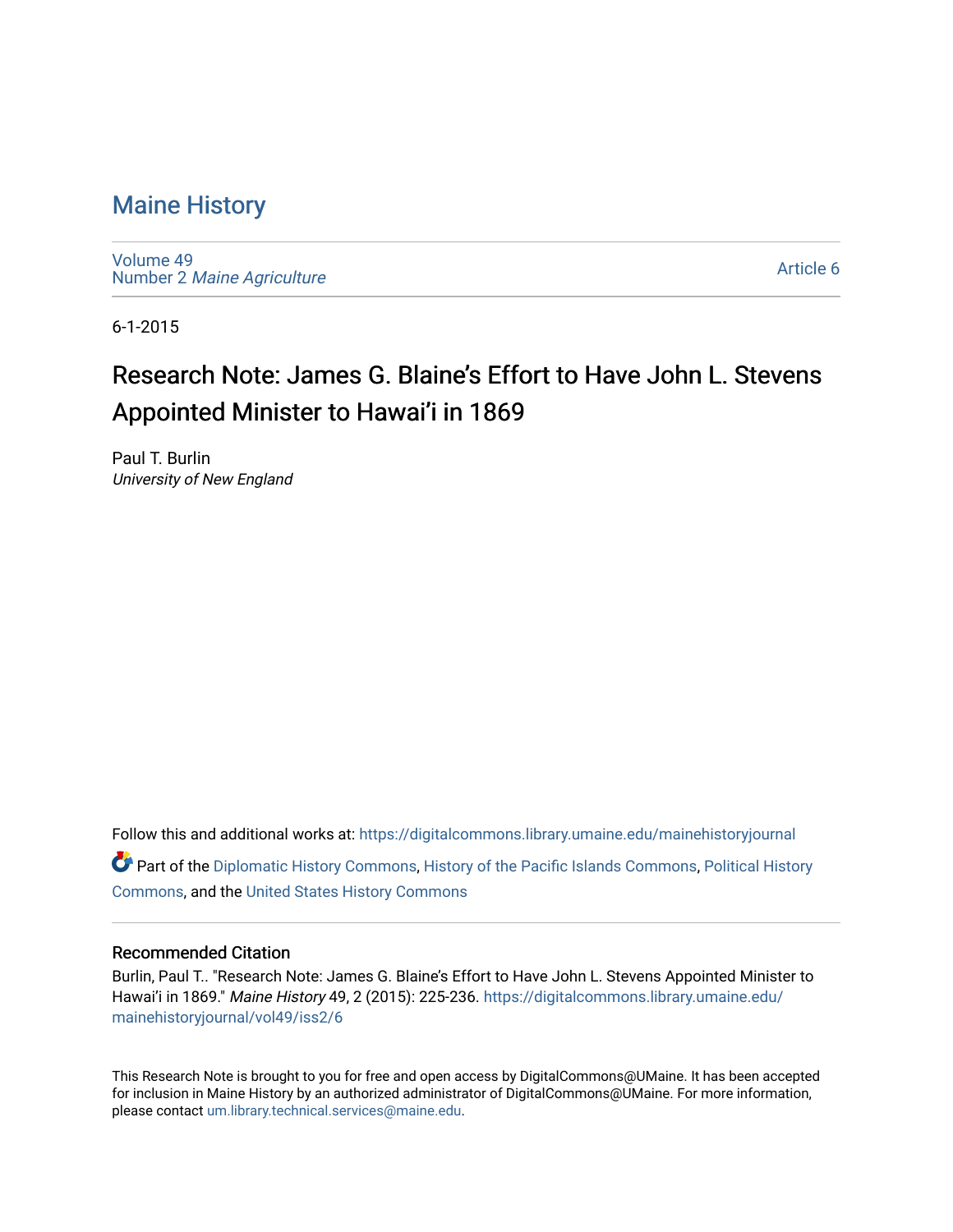# Maine History

Volume 49
Number 2 *Maine Agriculture*

Article 6

6-1-2015

## Research Note: James G. Blaine's Effort to Have John L. Stevens Appointed Minister to Hawai'i in 1869

Paul T. Burlin
*University of New England*

Follow this and additional works at: https://digitalcommons.library.umaine.edu/mainehistoryjournal

Part of the Diplomatic History Commons, History of the Pacific Islands Commons, Political History Commons, and the United States History Commons

### Recommended Citation

Burlin, Paul T.. "Research Note: James G. Blaine's Effort to Have John L. Stevens Appointed Minister to Hawai'i in 1869." *Maine History* 49, 2 (2015): 225-236. https://digitalcommons.library.umaine.edu/mainehistoryjournal/vol49/iss2/6

This Research Note is brought to you for free and open access by DigitalCommons@UMaine. It has been accepted for inclusion in Maine History by an authorized administrator of DigitalCommons@UMaine. For more information, please contact um.library.technical.services@maine.edu.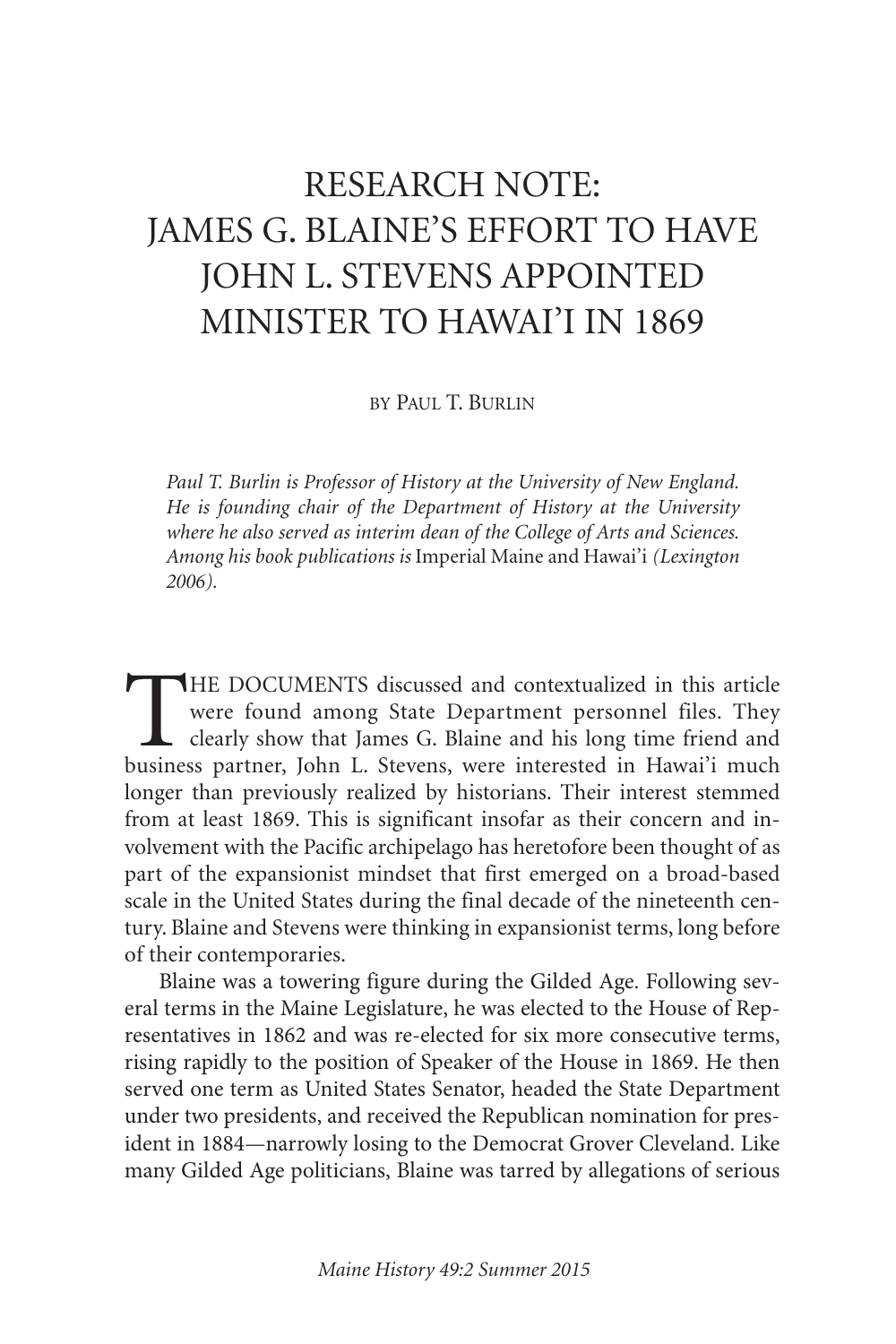# RESEARCH NOTE: JAMES G. BLAINE'S EFFORT TO HAVE JOHN L. STEVENS APPOINTED MINISTER TO HAWAI'I IN 1869

BY PAUL T. BURLIN

*Paul T. Burlin is Professor of History at the University of New England. He is founding chair of the Department of History at the University where he also served as interim dean of the College of Arts and Sciences. Among his book publications is* Imperial Maine and Hawai'i *(Lexington 2006).*

THE DOCUMENTS discussed and contextualized in this article were found among State Department personnel files. They clearly show that James G. Blaine and his long time friend and business partner, John L. Stevens, were interested in Hawai'i much longer than previously realized by historians. Their interest stemmed from at least 1869. This is significant insofar as their concern and involvement with the Pacific archipelago has heretofore been thought of as part of the expansionist mindset that first emerged on a broad-based scale in the United States during the final decade of the nineteenth century. Blaine and Stevens were thinking in expansionist terms, long before of their contemporaries.

Blaine was a towering figure during the Gilded Age. Following several terms in the Maine Legislature, he was elected to the House of Representatives in 1862 and was re-elected for six more consecutive terms, rising rapidly to the position of Speaker of the House in 1869. He then served one term as United States Senator, headed the State Department under two presidents, and received the Republican nomination for president in 1884—narrowly losing to the Democrat Grover Cleveland. Like many Gilded Age politicians, Blaine was tarred by allegations of serious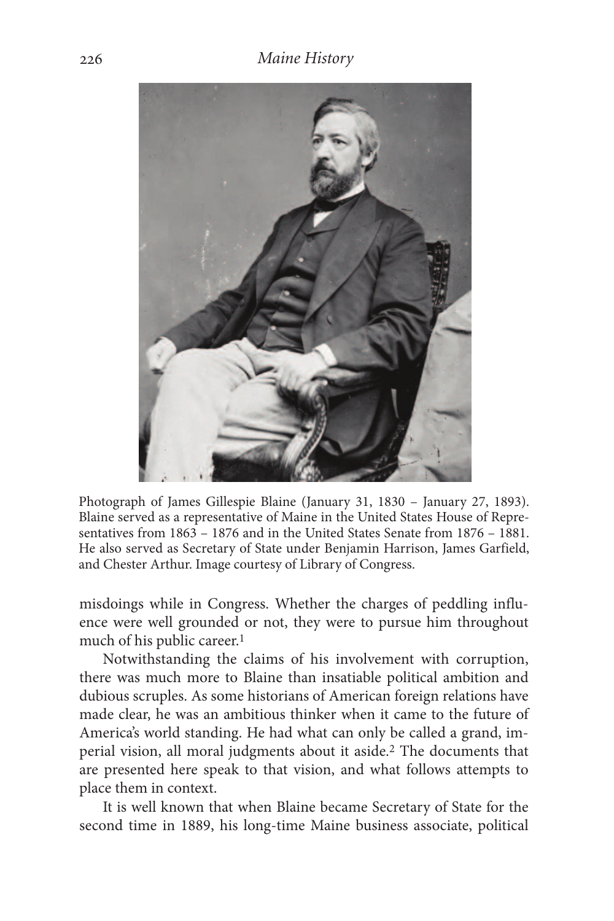Photograph of James Gillespie Blaine (January 31, 1830 – January 27, 1893). Blaine served as a representative of Maine in the United States House of Representatives from 1863 – 1876 and in the United States Senate from 1876 – 1881. He also served as Secretary of State under Benjamin Harrison, James Garfield, and Chester Arthur. Image courtesy of Library of Congress.

misdoings while in Congress. Whether the charges of peddling influence were well grounded or not, they were to pursue him throughout much of his public career.[1]

Notwithstanding the claims of his involvement with corruption, there was much more to Blaine than insatiable political ambition and dubious scruples. As some historians of American foreign relations have made clear, he was an ambitious thinker when it came to the future of America's world standing. He had what can only be called a grand, imperial vision, all moral judgments about it aside.[2] The documents that are presented here speak to that vision, and what follows attempts to place them in context.

It is well known that when Blaine became Secretary of State for the second time in 1889, his long-time Maine business associate, political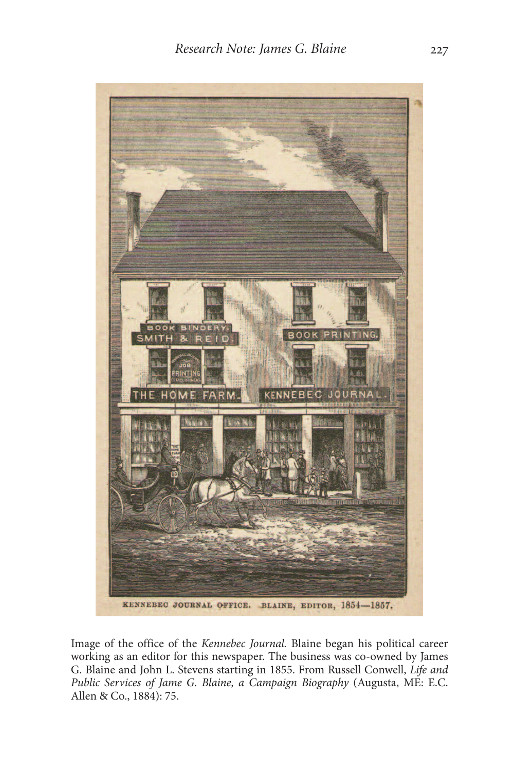KENNEBEC JOURNAL OFFICE. BLAINE, EDITOR, 1854—1857.

Image of the office of the *Kennebec Journal.* Blaine began his political career working as an editor for this newspaper. The business was co-owned by James G. Blaine and John L. Stevens starting in 1855. From Russell Conwell, *Life and Public Services of Jame G. Blaine, a Campaign Biography* (Augusta, ME: E.C. Allen & Co., 1884): 75.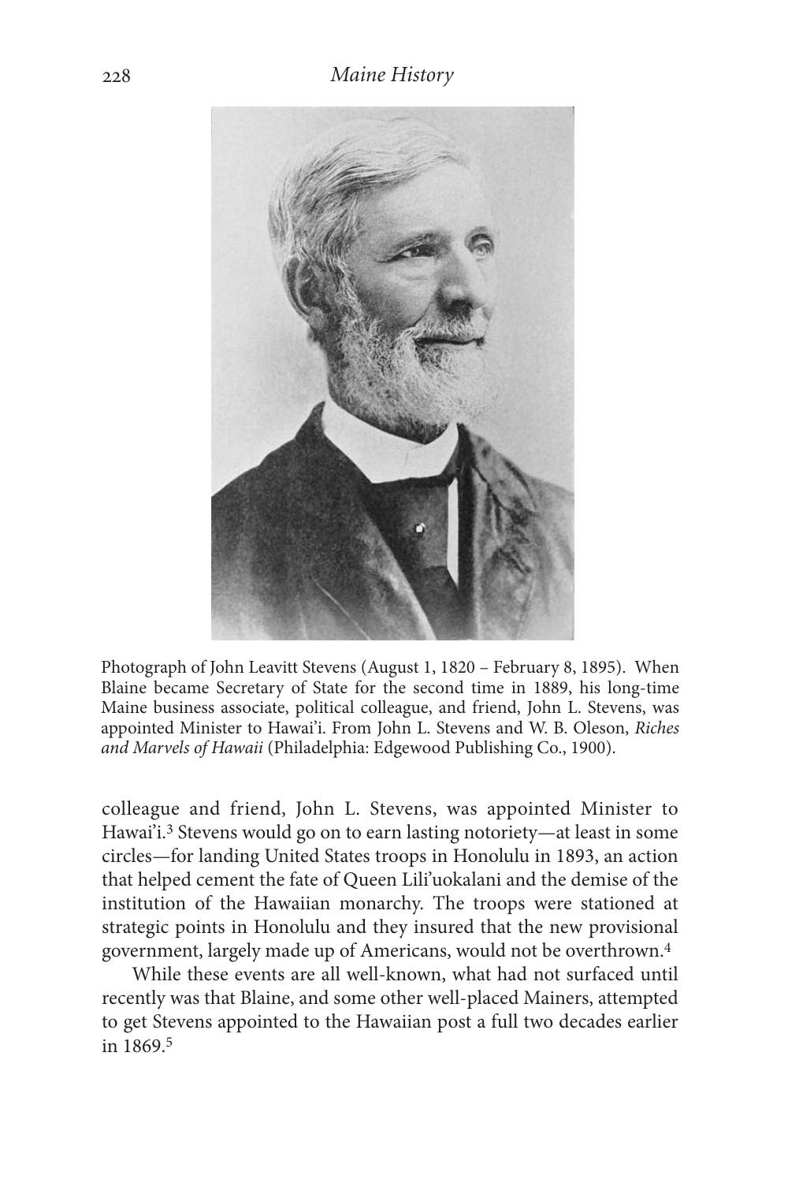Photograph of John Leavitt Stevens (August 1, 1820 – February 8, 1895). When Blaine became Secretary of State for the second time in 1889, his long-time Maine business associate, political colleague, and friend, John L. Stevens, was appointed Minister to Hawai'i. From John L. Stevens and W. B. Oleson, *Riches and Marvels of Hawaii* (Philadelphia: Edgewood Publishing Co., 1900).

colleague and friend, John L. Stevens, was appointed Minister to Hawai'i.[3] Stevens would go on to earn lasting notoriety—at least in some circles—for landing United States troops in Honolulu in 1893, an action that helped cement the fate of Queen Lili'uokalani and the demise of the institution of the Hawaiian monarchy. The troops were stationed at strategic points in Honolulu and they insured that the new provisional government, largely made up of Americans, would not be overthrown.[4]

While these events are all well-known, what had not surfaced until recently was that Blaine, and some other well-placed Mainers, attempted to get Stevens appointed to the Hawaiian post a full two decades earlier in 1869.[5]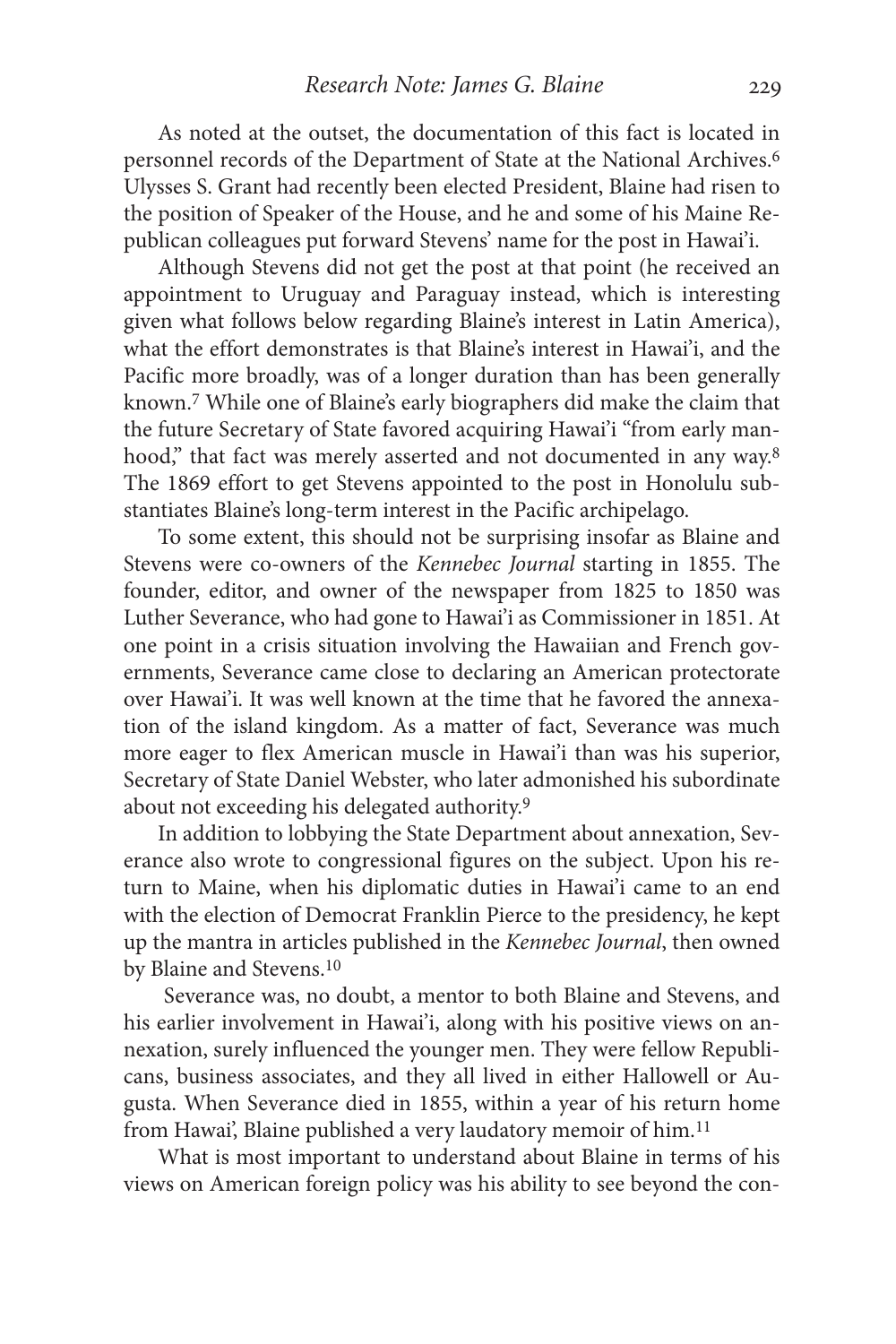As noted at the outset, the documentation of this fact is located in personnel records of the Department of State at the National Archives.[6] Ulysses S. Grant had recently been elected President, Blaine had risen to the position of Speaker of the House, and he and some of his Maine Republican colleagues put forward Stevens' name for the post in Hawai'i.

Although Stevens did not get the post at that point (he received an appointment to Uruguay and Paraguay instead, which is interesting given what follows below regarding Blaine's interest in Latin America), what the effort demonstrates is that Blaine's interest in Hawai'i, and the Pacific more broadly, was of a longer duration than has been generally known.[7] While one of Blaine's early biographers did make the claim that the future Secretary of State favored acquiring Hawai'i "from early manhood," that fact was merely asserted and not documented in any way.[8] The 1869 effort to get Stevens appointed to the post in Honolulu substantiates Blaine's long-term interest in the Pacific archipelago.

To some extent, this should not be surprising insofar as Blaine and Stevens were co-owners of the *Kennebec Journal* starting in 1855. The founder, editor, and owner of the newspaper from 1825 to 1850 was Luther Severance, who had gone to Hawai'i as Commissioner in 1851. At one point in a crisis situation involving the Hawaiian and French governments, Severance came close to declaring an American protectorate over Hawai'i. It was well known at the time that he favored the annexation of the island kingdom. As a matter of fact, Severance was much more eager to flex American muscle in Hawai'i than was his superior, Secretary of State Daniel Webster, who later admonished his subordinate about not exceeding his delegated authority.[9]

In addition to lobbying the State Department about annexation, Severance also wrote to congressional figures on the subject. Upon his return to Maine, when his diplomatic duties in Hawai'i came to an end with the election of Democrat Franklin Pierce to the presidency, he kept up the mantra in articles published in the *Kennebec Journal*, then owned by Blaine and Stevens.[10]

Severance was, no doubt, a mentor to both Blaine and Stevens, and his earlier involvement in Hawai'i, along with his positive views on annexation, surely influenced the younger men. They were fellow Republicans, business associates, and they all lived in either Hallowell or Augusta. When Severance died in 1855, within a year of his return home from Hawai', Blaine published a very laudatory memoir of him.[11]

What is most important to understand about Blaine in terms of his views on American foreign policy was his ability to see beyond the con-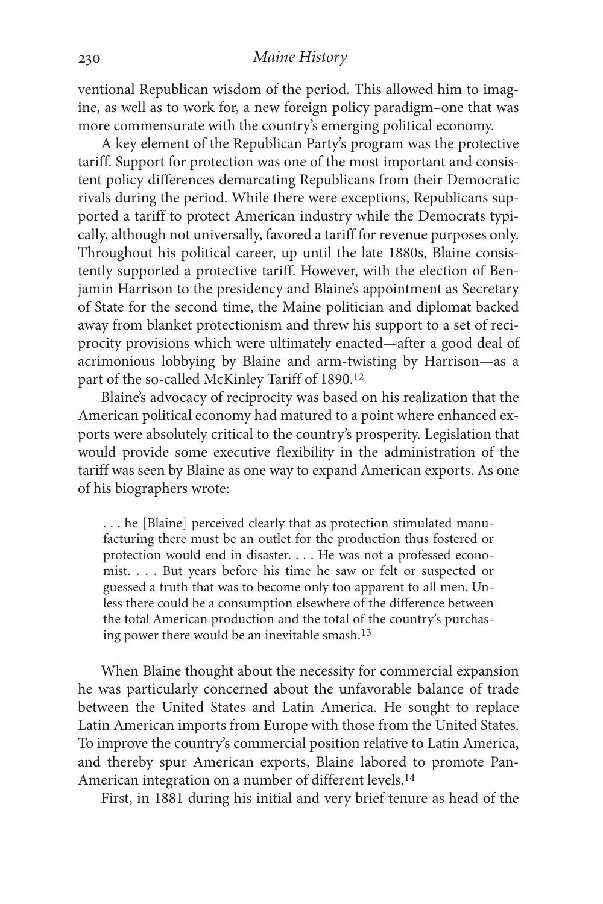ventional Republican wisdom of the period. This allowed him to imagine, as well as to work for, a new foreign policy paradigm–one that was more commensurate with the country's emerging political economy.

A key element of the Republican Party's program was the protective tariff. Support for protection was one of the most important and consistent policy differences demarcating Republicans from their Democratic rivals during the period. While there were exceptions, Republicans supported a tariff to protect American industry while the Democrats typically, although not universally, favored a tariff for revenue purposes only. Throughout his political career, up until the late 1880s, Blaine consistently supported a protective tariff. However, with the election of Benjamin Harrison to the presidency and Blaine's appointment as Secretary of State for the second time, the Maine politician and diplomat backed away from blanket protectionism and threw his support to a set of reciprocity provisions which were ultimately enacted—after a good deal of acrimonious lobbying by Blaine and arm-twisting by Harrison—as a part of the so-called McKinley Tariff of 1890.[12]

Blaine's advocacy of reciprocity was based on his realization that the American political economy had matured to a point where enhanced exports were absolutely critical to the country's prosperity. Legislation that would provide some executive flexibility in the administration of the tariff was seen by Blaine as one way to expand American exports. As one of his biographers wrote:

> . . . he [Blaine] perceived clearly that as protection stimulated manufacturing there must be an outlet for the production thus fostered or protection would end in disaster. . . . He was not a professed economist. . . . But years before his time he saw or felt or suspected or guessed a truth that was to become only too apparent to all men. Unless there could be a consumption elsewhere of the difference between the total American production and the total of the country's purchasing power there would be an inevitable smash.[13]

When Blaine thought about the necessity for commercial expansion he was particularly concerned about the unfavorable balance of trade between the United States and Latin America. He sought to replace Latin American imports from Europe with those from the United States. To improve the country's commercial position relative to Latin America, and thereby spur American exports, Blaine labored to promote Pan-American integration on a number of different levels.[14]

First, in 1881 during his initial and very brief tenure as head of the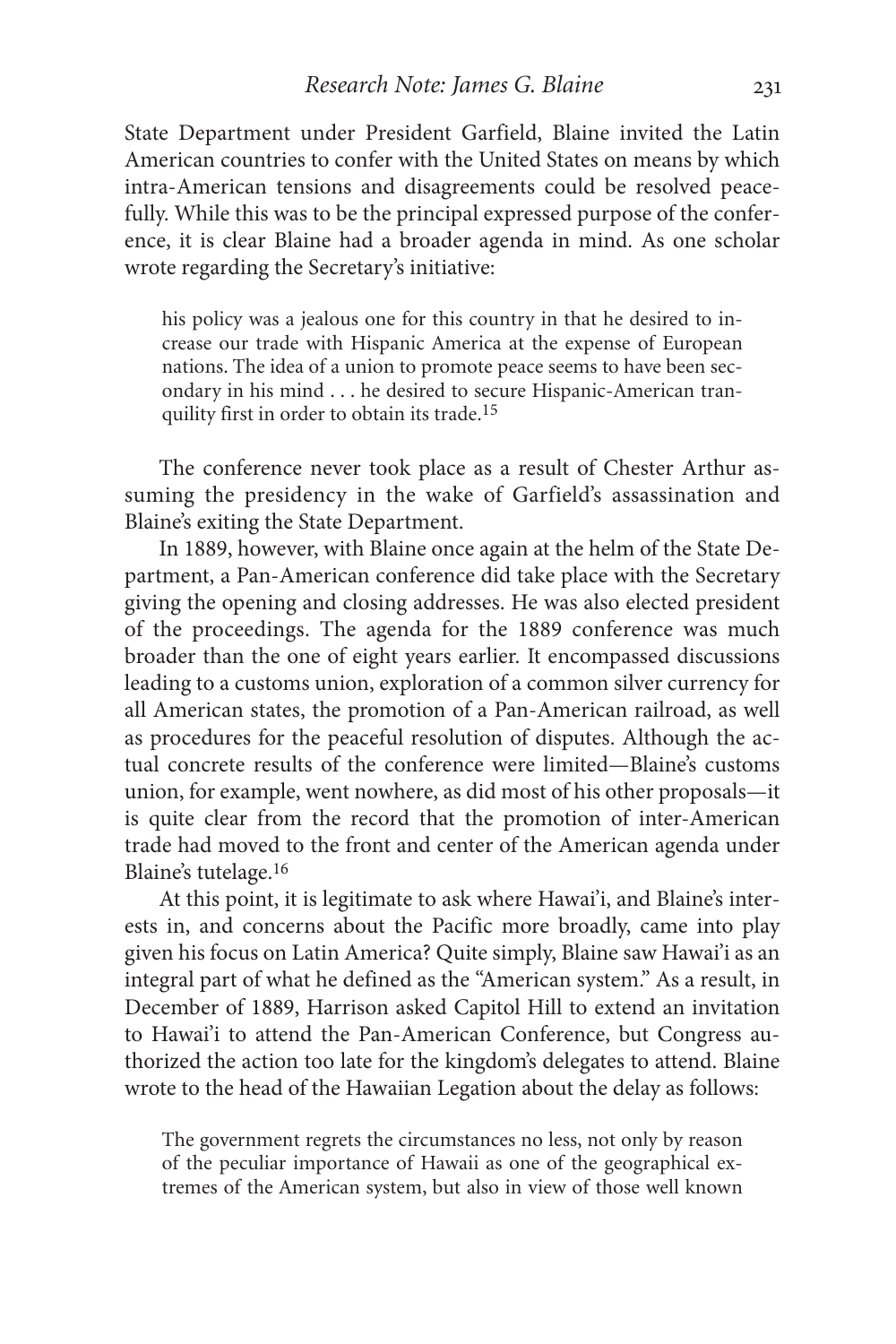State Department under President Garfield, Blaine invited the Latin American countries to confer with the United States on means by which intra-American tensions and disagreements could be resolved peacefully. While this was to be the principal expressed purpose of the conference, it is clear Blaine had a broader agenda in mind. As one scholar wrote regarding the Secretary's initiative:

> his policy was a jealous one for this country in that he desired to increase our trade with Hispanic America at the expense of European nations. The idea of a union to promote peace seems to have been secondary in his mind . . . he desired to secure Hispanic-American tranquility first in order to obtain its trade.[15]

The conference never took place as a result of Chester Arthur assuming the presidency in the wake of Garfield's assassination and Blaine's exiting the State Department.

In 1889, however, with Blaine once again at the helm of the State Department, a Pan-American conference did take place with the Secretary giving the opening and closing addresses. He was also elected president of the proceedings. The agenda for the 1889 conference was much broader than the one of eight years earlier. It encompassed discussions leading to a customs union, exploration of a common silver currency for all American states, the promotion of a Pan-American railroad, as well as procedures for the peaceful resolution of disputes. Although the actual concrete results of the conference were limited—Blaine's customs union, for example, went nowhere, as did most of his other proposals—it is quite clear from the record that the promotion of inter-American trade had moved to the front and center of the American agenda under Blaine's tutelage.[16]

At this point, it is legitimate to ask where Hawai'i, and Blaine's interests in, and concerns about the Pacific more broadly, came into play given his focus on Latin America? Quite simply, Blaine saw Hawai'i as an integral part of what he defined as the "American system." As a result, in December of 1889, Harrison asked Capitol Hill to extend an invitation to Hawai'i to attend the Pan-American Conference, but Congress authorized the action too late for the kingdom's delegates to attend. Blaine wrote to the head of the Hawaiian Legation about the delay as follows:

> The government regrets the circumstances no less, not only by reason of the peculiar importance of Hawaii as one of the geographical extremes of the American system, but also in view of those well known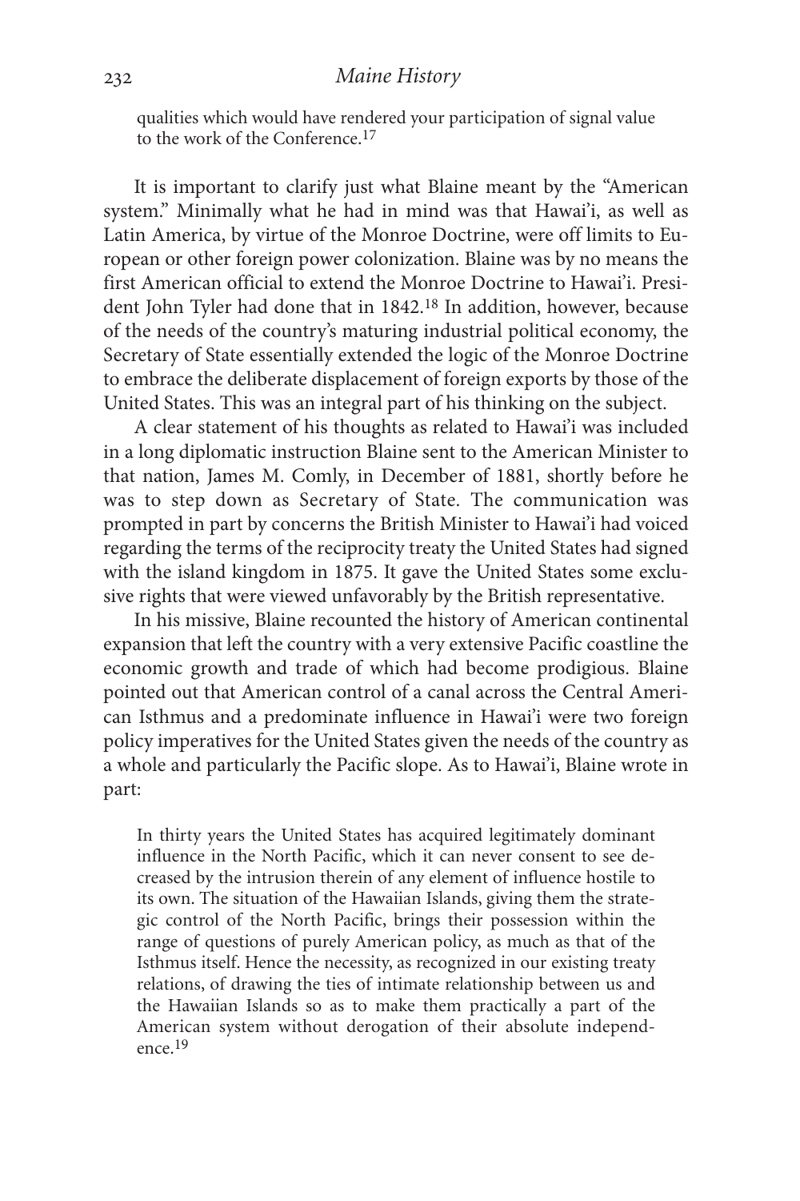> qualities which would have rendered your participation of signal value to the work of the Conference.[17]

It is important to clarify just what Blaine meant by the "American system." Minimally what he had in mind was that Hawai'i, as well as Latin America, by virtue of the Monroe Doctrine, were off limits to European or other foreign power colonization. Blaine was by no means the first American official to extend the Monroe Doctrine to Hawai'i. President John Tyler had done that in 1842.[18] In addition, however, because of the needs of the country's maturing industrial political economy, the Secretary of State essentially extended the logic of the Monroe Doctrine to embrace the deliberate displacement of foreign exports by those of the United States. This was an integral part of his thinking on the subject.

A clear statement of his thoughts as related to Hawai'i was included in a long diplomatic instruction Blaine sent to the American Minister to that nation, James M. Comly, in December of 1881, shortly before he was to step down as Secretary of State. The communication was prompted in part by concerns the British Minister to Hawai'i had voiced regarding the terms of the reciprocity treaty the United States had signed with the island kingdom in 1875. It gave the United States some exclusive rights that were viewed unfavorably by the British representative.

In his missive, Blaine recounted the history of American continental expansion that left the country with a very extensive Pacific coastline the economic growth and trade of which had become prodigious. Blaine pointed out that American control of a canal across the Central American Isthmus and a predominate influence in Hawai'i were two foreign policy imperatives for the United States given the needs of the country as a whole and particularly the Pacific slope. As to Hawai'i, Blaine wrote in part:

> In thirty years the United States has acquired legitimately dominant influence in the North Pacific, which it can never consent to see decreased by the intrusion therein of any element of influence hostile to its own. The situation of the Hawaiian Islands, giving them the strategic control of the North Pacific, brings their possession within the range of questions of purely American policy, as much as that of the Isthmus itself. Hence the necessity, as recognized in our existing treaty relations, of drawing the ties of intimate relationship between us and the Hawaiian Islands so as to make them practically a part of the American system without derogation of their absolute independence.[19]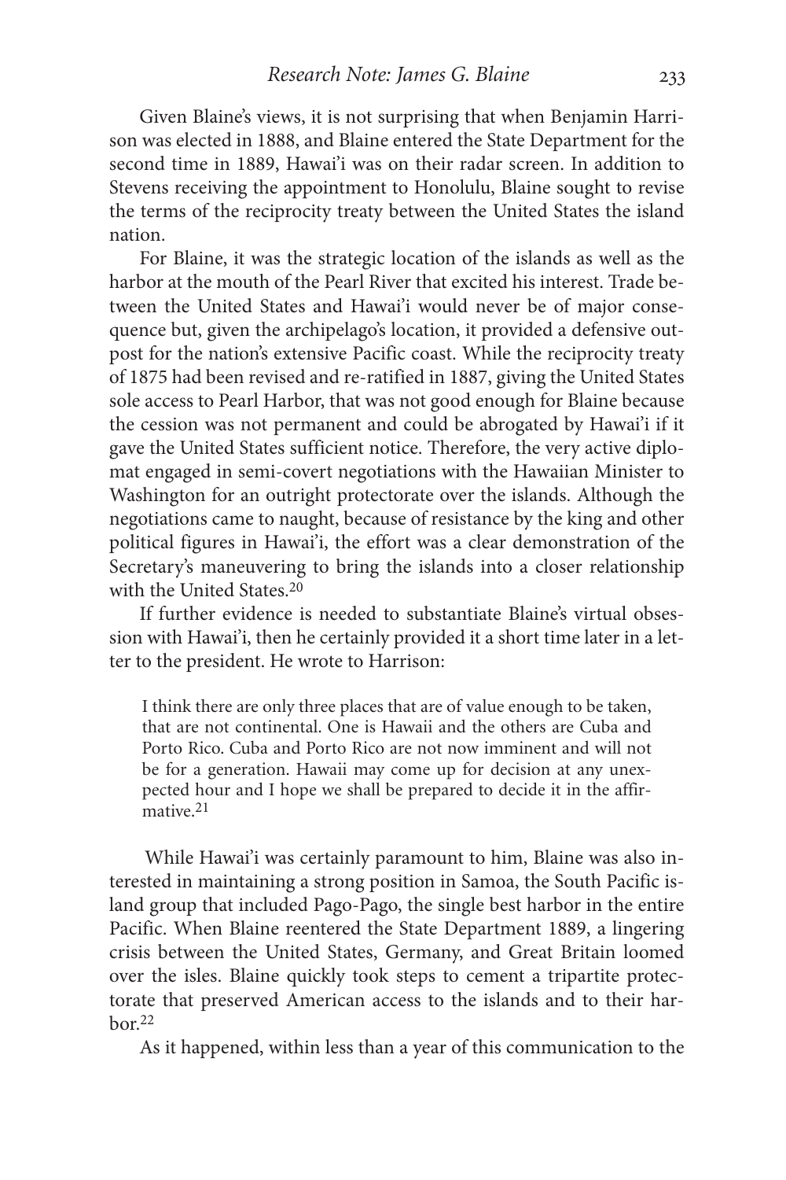Given Blaine's views, it is not surprising that when Benjamin Harrison was elected in 1888, and Blaine entered the State Department for the second time in 1889, Hawai'i was on their radar screen. In addition to Stevens receiving the appointment to Honolulu, Blaine sought to revise the terms of the reciprocity treaty between the United States the island nation.

For Blaine, it was the strategic location of the islands as well as the harbor at the mouth of the Pearl River that excited his interest. Trade between the United States and Hawai'i would never be of major consequence but, given the archipelago's location, it provided a defensive outpost for the nation's extensive Pacific coast. While the reciprocity treaty of 1875 had been revised and re-ratified in 1887, giving the United States sole access to Pearl Harbor, that was not good enough for Blaine because the cession was not permanent and could be abrogated by Hawai'i if it gave the United States sufficient notice. Therefore, the very active diplomat engaged in semi-covert negotiations with the Hawaiian Minister to Washington for an outright protectorate over the islands. Although the negotiations came to naught, because of resistance by the king and other political figures in Hawai'i, the effort was a clear demonstration of the Secretary's maneuvering to bring the islands into a closer relationship with the United States.[20]

If further evidence is needed to substantiate Blaine's virtual obsession with Hawai'i, then he certainly provided it a short time later in a letter to the president. He wrote to Harrison:

> I think there are only three places that are of value enough to be taken, that are not continental. One is Hawaii and the others are Cuba and Porto Rico. Cuba and Porto Rico are not now imminent and will not be for a generation. Hawaii may come up for decision at any unexpected hour and I hope we shall be prepared to decide it in the affirmative.[21]

While Hawai'i was certainly paramount to him, Blaine was also interested in maintaining a strong position in Samoa, the South Pacific island group that included Pago-Pago, the single best harbor in the entire Pacific. When Blaine reentered the State Department 1889, a lingering crisis between the United States, Germany, and Great Britain loomed over the isles. Blaine quickly took steps to cement a tripartite protectorate that preserved American access to the islands and to their harbor.[22]

As it happened, within less than a year of this communication to the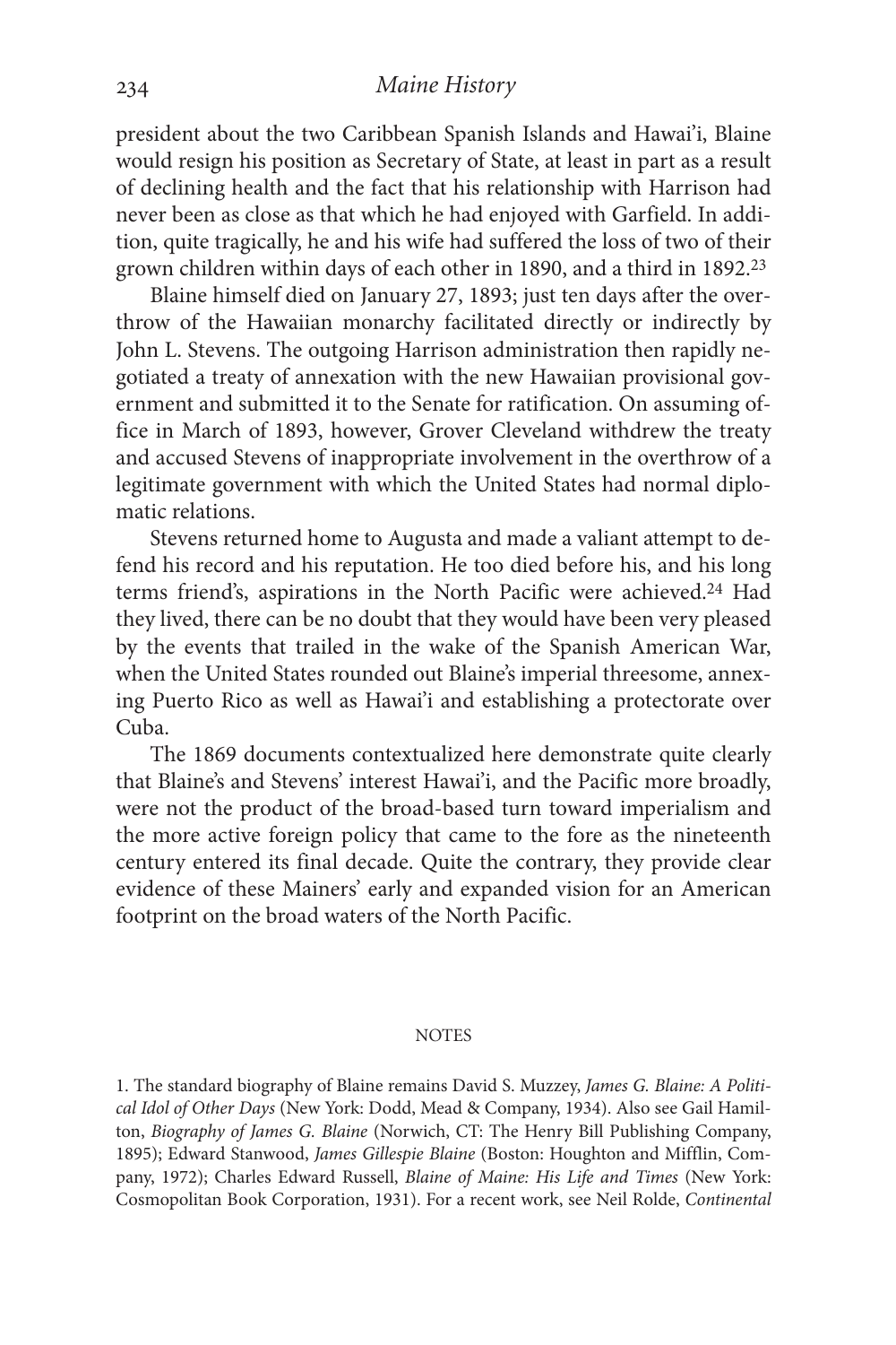president about the two Caribbean Spanish Islands and Hawai'i, Blaine would resign his position as Secretary of State, at least in part as a result of declining health and the fact that his relationship with Harrison had never been as close as that which he had enjoyed with Garfield. In addition, quite tragically, he and his wife had suffered the loss of two of their grown children within days of each other in 1890, and a third in 1892.[23]

Blaine himself died on January 27, 1893; just ten days after the overthrow of the Hawaiian monarchy facilitated directly or indirectly by John L. Stevens. The outgoing Harrison administration then rapidly negotiated a treaty of annexation with the new Hawaiian provisional government and submitted it to the Senate for ratification. On assuming office in March of 1893, however, Grover Cleveland withdrew the treaty and accused Stevens of inappropriate involvement in the overthrow of a legitimate government with which the United States had normal diplomatic relations.

Stevens returned home to Augusta and made a valiant attempt to defend his record and his reputation. He too died before his, and his long terms friend's, aspirations in the North Pacific were achieved.[24] Had they lived, there can be no doubt that they would have been very pleased by the events that trailed in the wake of the Spanish American War, when the United States rounded out Blaine's imperial threesome, annexing Puerto Rico as well as Hawai'i and establishing a protectorate over Cuba.

The 1869 documents contextualized here demonstrate quite clearly that Blaine's and Stevens' interest Hawai'i, and the Pacific more broadly, were not the product of the broad-based turn toward imperialism and the more active foreign policy that came to the fore as the nineteenth century entered its final decade. Quite the contrary, they provide clear evidence of these Mainers' early and expanded vision for an American footprint on the broad waters of the North Pacific.

## NOTES

1. The standard biography of Blaine remains David S. Muzzey, *James G. Blaine: A Political Idol of Other Days* (New York: Dodd, Mead & Company, 1934). Also see Gail Hamilton, *Biography of James G. Blaine* (Norwich, CT: The Henry Bill Publishing Company, 1895); Edward Stanwood, *James Gillespie Blaine* (Boston: Houghton and Mifflin, Company, 1972); Charles Edward Russell, *Blaine of Maine: His Life and Times* (New York: Cosmopolitan Book Corporation, 1931). For a recent work, see Neil Rolde, *Continental*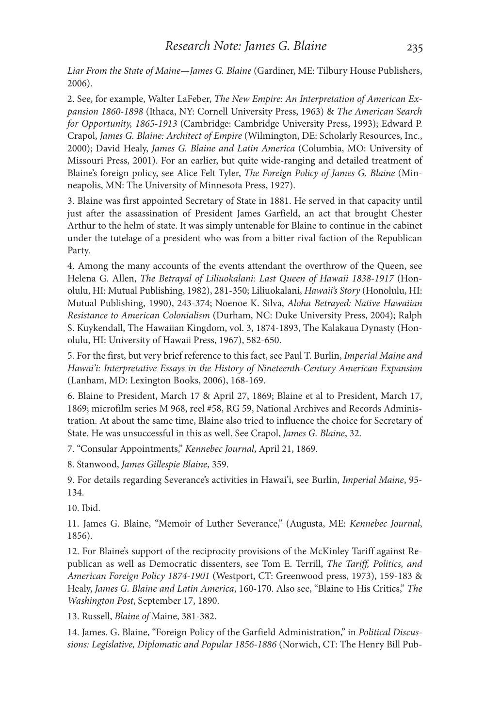*Liar From the State of Maine—James G. Blaine* (Gardiner, ME: Tilbury House Publishers, 2006).

2. See, for example, Walter LaFeber, *The New Empire: An Interpretation of American Expansion 1860-1898* (Ithaca, NY: Cornell University Press, 1963) & *The American Search for Opportunity, 1865-1913* (Cambridge: Cambridge University Press, 1993); Edward P. Crapol, *James G. Blaine: Architect of Empire* (Wilmington, DE: Scholarly Resources, Inc., 2000); David Healy, *James G. Blaine and Latin America* (Columbia, MO: University of Missouri Press, 2001). For an earlier, but quite wide-ranging and detailed treatment of Blaine's foreign policy, see Alice Felt Tyler, *The Foreign Policy of James G. Blaine* (Minneapolis, MN: The University of Minnesota Press, 1927).

3. Blaine was first appointed Secretary of State in 1881. He served in that capacity until just after the assassination of President James Garfield, an act that brought Chester Arthur to the helm of state. It was simply untenable for Blaine to continue in the cabinet under the tutelage of a president who was from a bitter rival faction of the Republican Party.

4. Among the many accounts of the events attendant the overthrow of the Queen, see Helena G. Allen, *The Betrayal of Liliuokalani: Last Queen of Hawaii 1838-1917* (Honolulu, HI: Mutual Publishing, 1982), 281-350; Liliuokalani, *Hawaii's Story* (Honolulu, HI: Mutual Publishing, 1990), 243-374; Noenoe K. Silva, *Aloha Betrayed: Native Hawaiian Resistance to American Colonialism* (Durham, NC: Duke University Press, 2004); Ralph S. Kuykendall, The Hawaiian Kingdom, vol. 3, 1874-1893, The Kalakaua Dynasty (Honolulu, HI: University of Hawaii Press, 1967), 582-650.

5. For the first, but very brief reference to this fact, see Paul T. Burlin, *Imperial Maine and Hawai'i: Interpretative Essays in the History of Nineteenth-Century American Expansion* (Lanham, MD: Lexington Books, 2006), 168-169.

6. Blaine to President, March 17 & April 27, 1869; Blaine et al to President, March 17, 1869; microfilm series M 968, reel #58, RG 59, National Archives and Records Administration. At about the same time, Blaine also tried to influence the choice for Secretary of State. He was unsuccessful in this as well. See Crapol, *James G. Blaine*, 32.

7. "Consular Appointments," *Kennebec Journal*, April 21, 1869.

8. Stanwood, *James Gillespie Blaine*, 359.

9. For details regarding Severance's activities in Hawai'i, see Burlin, *Imperial Maine*, 95-134.

10. Ibid.

11. James G. Blaine, "Memoir of Luther Severance," (Augusta, ME: *Kennebec Journal*, 1856).

12. For Blaine's support of the reciprocity provisions of the McKinley Tariff against Republican as well as Democratic dissenters, see Tom E. Terrill, *The Tariff, Politics, and American Foreign Policy 1874-1901* (Westport, CT: Greenwood press, 1973), 159-183 & Healy, *James G. Blaine and Latin America*, 160-170. Also see, "Blaine to His Critics," *The Washington Post*, September 17, 1890.

13. Russell, *Blaine of* Maine, 381-382.

14. James. G. Blaine, "Foreign Policy of the Garfield Administration," in *Political Discussions: Legislative, Diplomatic and Popular 1856-1886* (Norwich, CT: The Henry Bill Pub-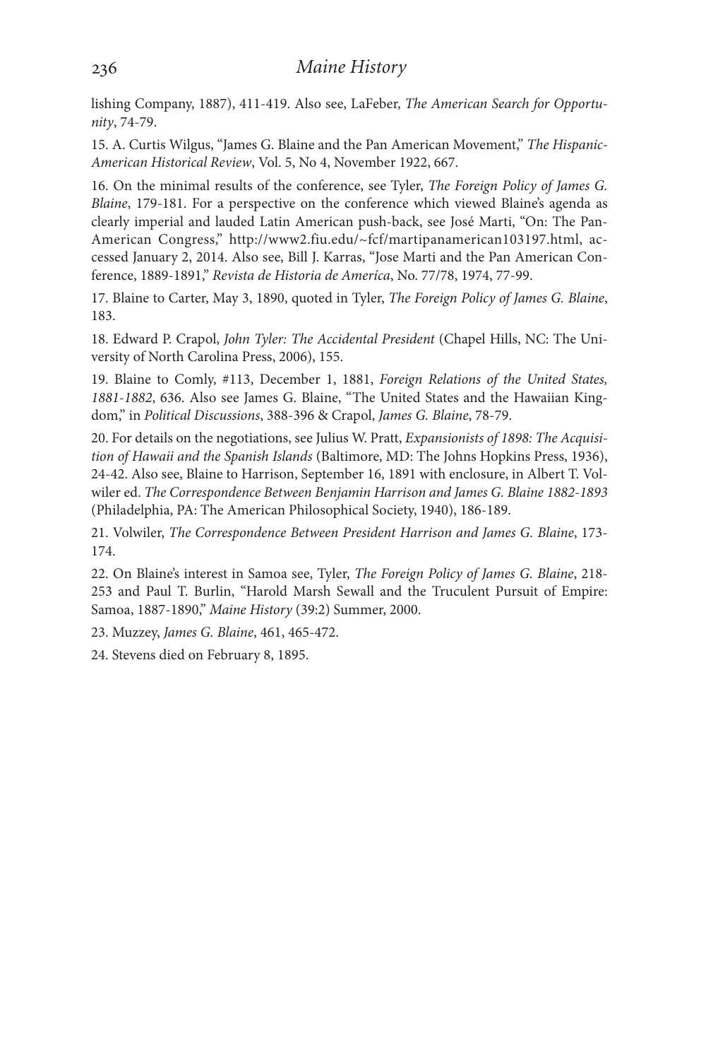lishing Company, 1887), 411-419. Also see, LaFeber, *The American Search for Opportunity*, 74-79.

15. A. Curtis Wilgus, "James G. Blaine and the Pan American Movement," *The Hispanic-American Historical Review*, Vol. 5, No 4, November 1922, 667.

16. On the minimal results of the conference, see Tyler, *The Foreign Policy of James G. Blaine*, 179-181. For a perspective on the conference which viewed Blaine's agenda as clearly imperial and lauded Latin American push-back, see José Marti, "On: The Pan-American Congress," http://www2.fiu.edu/~fcf/martipanamerican103197.html, accessed January 2, 2014. Also see, Bill J. Karras, "Jose Marti and the Pan American Conference, 1889-1891," *Revista de Historia de Americа*, No. 77/78, 1974, 77-99.

17. Blaine to Carter, May 3, 1890, quoted in Tyler, *The Foreign Policy of James G. Blaine*, 183.

18. Edward P. Crapol, *John Tyler: The Accidental President* (Chapel Hills, NC: The University of North Carolina Press, 2006), 155.

19. Blaine to Comly, #113, December 1, 1881, *Foreign Relations of the United States, 1881-1882*, 636. Also see James G. Blaine, "The United States and the Hawaiian Kingdom," in *Political Discussions*, 388-396 & Crapol, *James G. Blaine*, 78-79.

20. For details on the negotiations, see Julius W. Pratt, *Expansionists of 1898: The Acquisition of Hawaii and the Spanish Islands* (Baltimore, MD: The Johns Hopkins Press, 1936), 24-42. Also see, Blaine to Harrison, September 16, 1891 with enclosure, in Albert T. Volwiler ed. *The Correspondence Between Benjamin Harrison and James G. Blaine 1882-1893* (Philadelphia, PA: The American Philosophical Society, 1940), 186-189.

21. Volwiler, *The Correspondence Between President Harrison and James G. Blaine*, 173-174.

22. On Blaine's interest in Samoa see, Tyler, *The Foreign Policy of James G. Blaine*, 218-253 and Paul T. Burlin, "Harold Marsh Sewall and the Truculent Pursuit of Empire: Samoa, 1887-1890," *Maine History* (39:2) Summer, 2000.

23. Muzzey, *James G. Blaine*, 461, 465-472.

24. Stevens died on February 8, 1895.